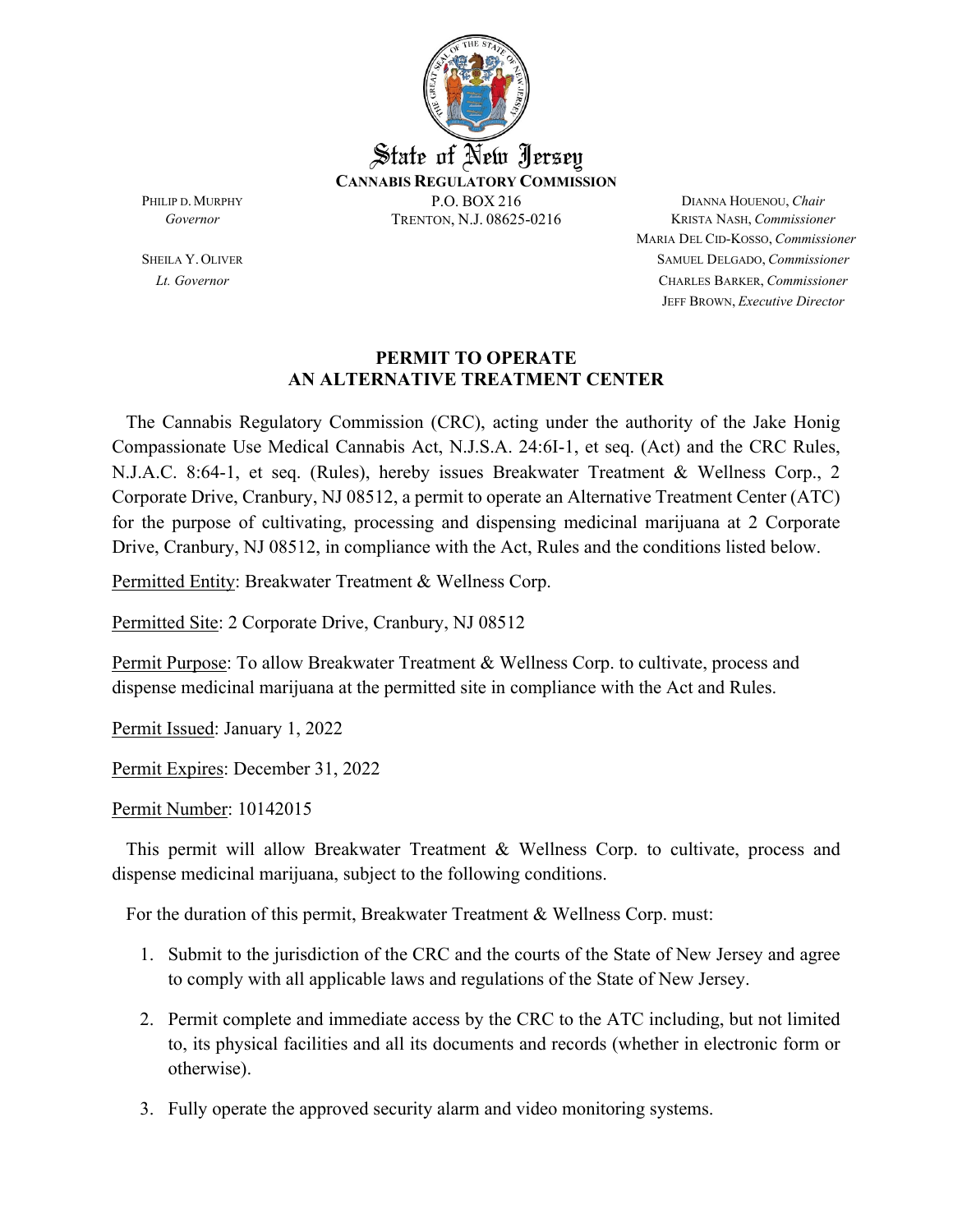State of New Jersey

**CANNABIS REGULATORY COMMISSION**

P.O. BOX 216
TRENTON, N.J. 08625-0216

PHILIP D. MURPHY
*Governor*

SHEILA Y. OLIVER
*Lt. Governor*

DIANNA HOUENOU, *Chair*
KRISTA NASH, *Commissioner*
MARIA DEL CID-KOSSO, *Commissioner*
SAMUEL DELGADO, *Commissioner*
CHARLES BARKER, *Commissioner*
JEFF BROWN, *Executive Director*

## PERMIT TO OPERATE AN ALTERNATIVE TREATMENT CENTER

The Cannabis Regulatory Commission (CRC), acting under the authority of the Jake Honig Compassionate Use Medical Cannabis Act, N.J.S.A. 24:6I-1, et seq. (Act) and the CRC Rules, N.J.A.C. 8:64-1, et seq. (Rules), hereby issues Breakwater Treatment & Wellness Corp., 2 Corporate Drive, Cranbury, NJ 08512, a permit to operate an Alternative Treatment Center (ATC) for the purpose of cultivating, processing and dispensing medicinal marijuana at 2 Corporate Drive, Cranbury, NJ 08512, in compliance with the Act, Rules and the conditions listed below.

Permitted Entity: Breakwater Treatment & Wellness Corp.

Permitted Site: 2 Corporate Drive, Cranbury, NJ 08512

Permit Purpose: To allow Breakwater Treatment & Wellness Corp. to cultivate, process and dispense medicinal marijuana at the permitted site in compliance with the Act and Rules.

Permit Issued: January 1, 2022

Permit Expires: December 31, 2022

Permit Number: 10142015

This permit will allow Breakwater Treatment & Wellness Corp. to cultivate, process and dispense medicinal marijuana, subject to the following conditions.

For the duration of this permit, Breakwater Treatment & Wellness Corp. must:

1. Submit to the jurisdiction of the CRC and the courts of the State of New Jersey and agree to comply with all applicable laws and regulations of the State of New Jersey.
2. Permit complete and immediate access by the CRC to the ATC including, but not limited to, its physical facilities and all its documents and records (whether in electronic form or otherwise).
3. Fully operate the approved security alarm and video monitoring systems.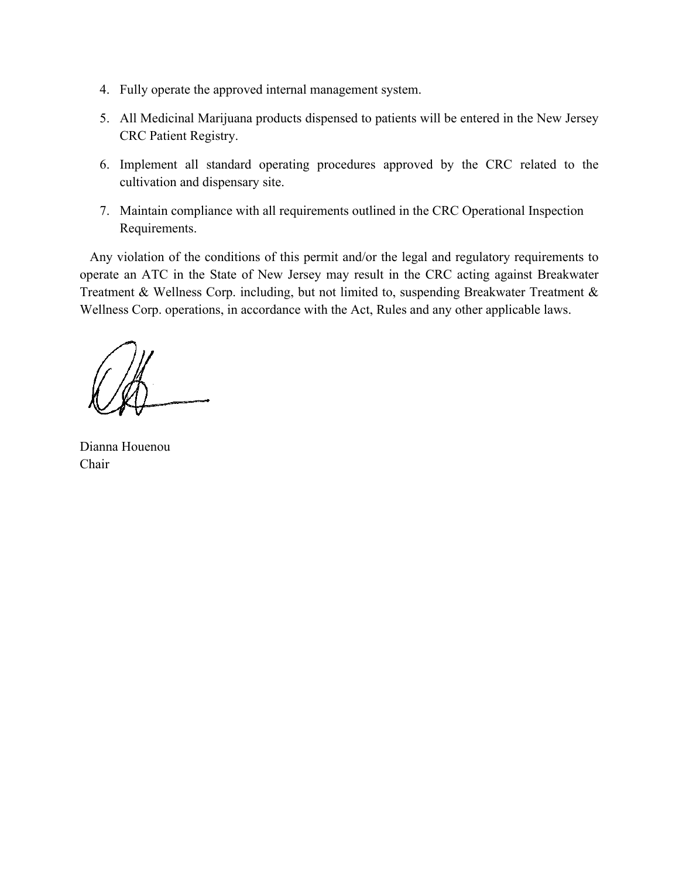4. Fully operate the approved internal management system.
5. All Medicinal Marijuana products dispensed to patients will be entered in the New Jersey CRC Patient Registry.
6. Implement all standard operating procedures approved by the CRC related to the cultivation and dispensary site.
7. Maintain compliance with all requirements outlined in the CRC Operational Inspection Requirements.

Any violation of the conditions of this permit and/or the legal and regulatory requirements to operate an ATC in the State of New Jersey may result in the CRC acting against Breakwater Treatment & Wellness Corp. including, but not limited to, suspending Breakwater Treatment & Wellness Corp. operations, in accordance with the Act, Rules and any other applicable laws.

Dianna Houenou
Chair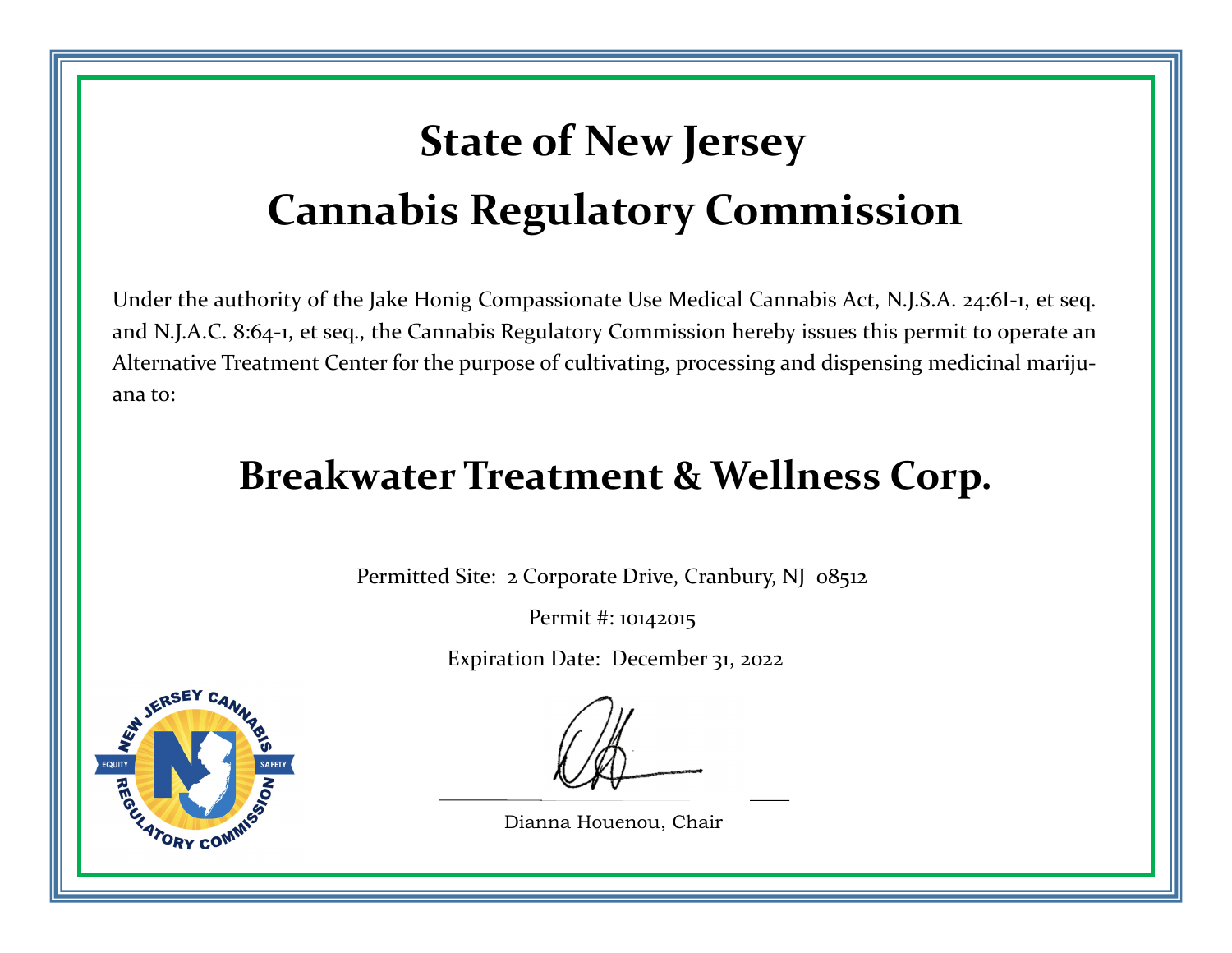# State of New Jersey

# Cannabis Regulatory Commission

Under the authority of the Jake Honig Compassionate Use Medical Cannabis Act, N.J.S.A. 24:6I-1, et seq. and N.J.A.C. 8:64-1, et seq., the Cannabis Regulatory Commission hereby issues this permit to operate an Alternative Treatment Center for the purpose of cultivating, processing and dispensing medicinal marijuana to:

## Breakwater Treatment & Wellness Corp.

Permitted Site: 2 Corporate Drive, Cranbury, NJ 08512

Permit #: 10142015

Expiration Date: December 31, 2022

NEW JERSEY CANNABIS REGULATORY COMMISSION

EQUITY SAFETY

Dianna Houenou, Chair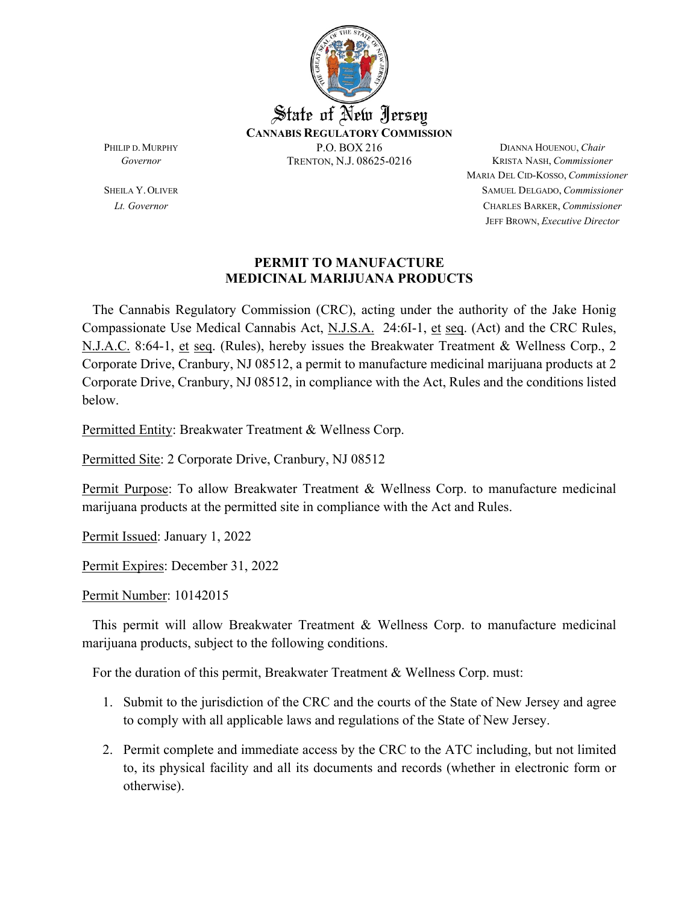State of New Jersey

**CANNABIS REGULATORY COMMISSION**

P.O. BOX 216
TRENTON, N.J. 08625-0216

PHILIP D. MURPHY
*Governor*

SHEILA Y. OLIVER
*Lt. Governor*

DIANNA HOUENOU, *Chair*
KRISTA NASH, *Commissioner*
MARIA DEL CID-KOSSO, *Commissioner*
SAMUEL DELGADO, *Commissioner*
CHARLES BARKER, *Commissioner*
JEFF BROWN, *Executive Director*

## PERMIT TO MANUFACTURE MEDICINAL MARIJUANA PRODUCTS

The Cannabis Regulatory Commission (CRC), acting under the authority of the Jake Honig Compassionate Use Medical Cannabis Act, N.J.S.A. 24:6I-1, et seq. (Act) and the CRC Rules, N.J.A.C. 8:64-1, et seq. (Rules), hereby issues the Breakwater Treatment & Wellness Corp., 2 Corporate Drive, Cranbury, NJ 08512, a permit to manufacture medicinal marijuana products at 2 Corporate Drive, Cranbury, NJ 08512, in compliance with the Act, Rules and the conditions listed below.

Permitted Entity: Breakwater Treatment & Wellness Corp.

Permitted Site: 2 Corporate Drive, Cranbury, NJ 08512

Permit Purpose: To allow Breakwater Treatment & Wellness Corp. to manufacture medicinal marijuana products at the permitted site in compliance with the Act and Rules.

Permit Issued: January 1, 2022

Permit Expires: December 31, 2022

Permit Number: 10142015

This permit will allow Breakwater Treatment & Wellness Corp. to manufacture medicinal marijuana products, subject to the following conditions.

For the duration of this permit, Breakwater Treatment & Wellness Corp. must:

1. Submit to the jurisdiction of the CRC and the courts of the State of New Jersey and agree to comply with all applicable laws and regulations of the State of New Jersey.
2. Permit complete and immediate access by the CRC to the ATC including, but not limited to, its physical facility and all its documents and records (whether in electronic form or otherwise).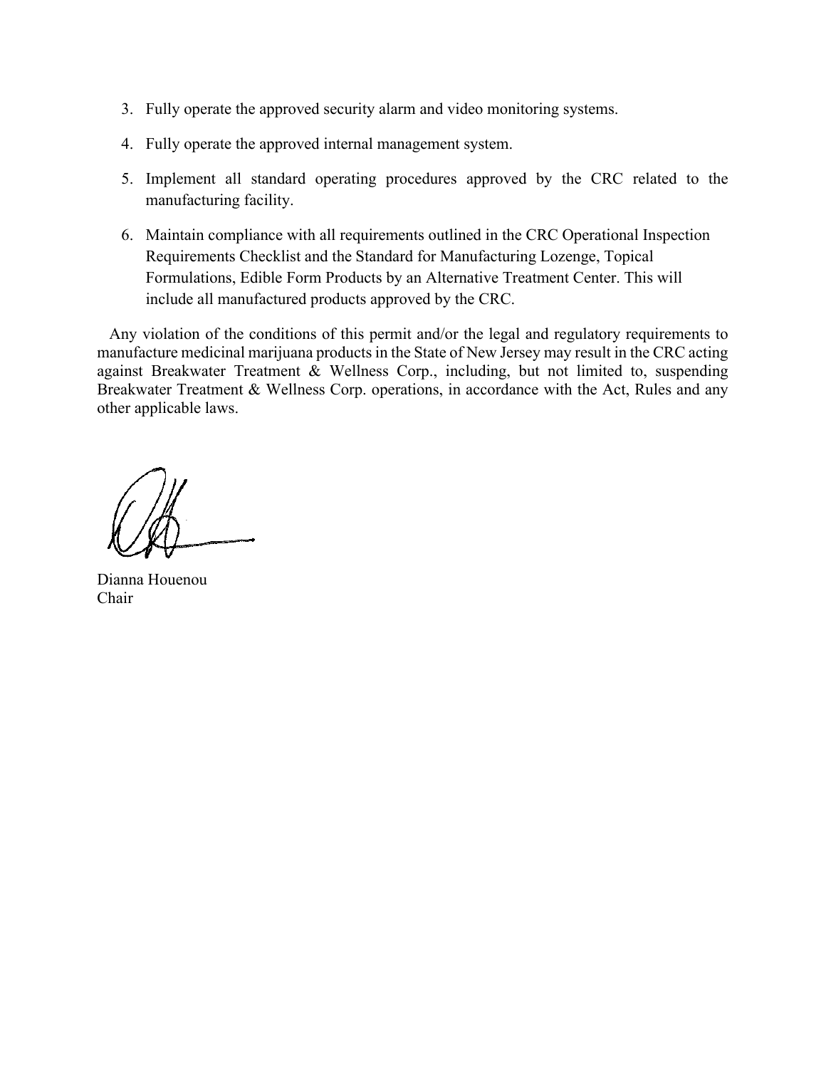3. Fully operate the approved security alarm and video monitoring systems.

4. Fully operate the approved internal management system.

5. Implement all standard operating procedures approved by the CRC related to the manufacturing facility.

6. Maintain compliance with all requirements outlined in the CRC Operational Inspection Requirements Checklist and the Standard for Manufacturing Lozenge, Topical Formulations, Edible Form Products by an Alternative Treatment Center. This will include all manufactured products approved by the CRC.

Any violation of the conditions of this permit and/or the legal and regulatory requirements to manufacture medicinal marijuana products in the State of New Jersey may result in the CRC acting against Breakwater Treatment & Wellness Corp., including, but not limited to, suspending Breakwater Treatment & Wellness Corp. operations, in accordance with the Act, Rules and any other applicable laws.

Dianna Houenou
Chair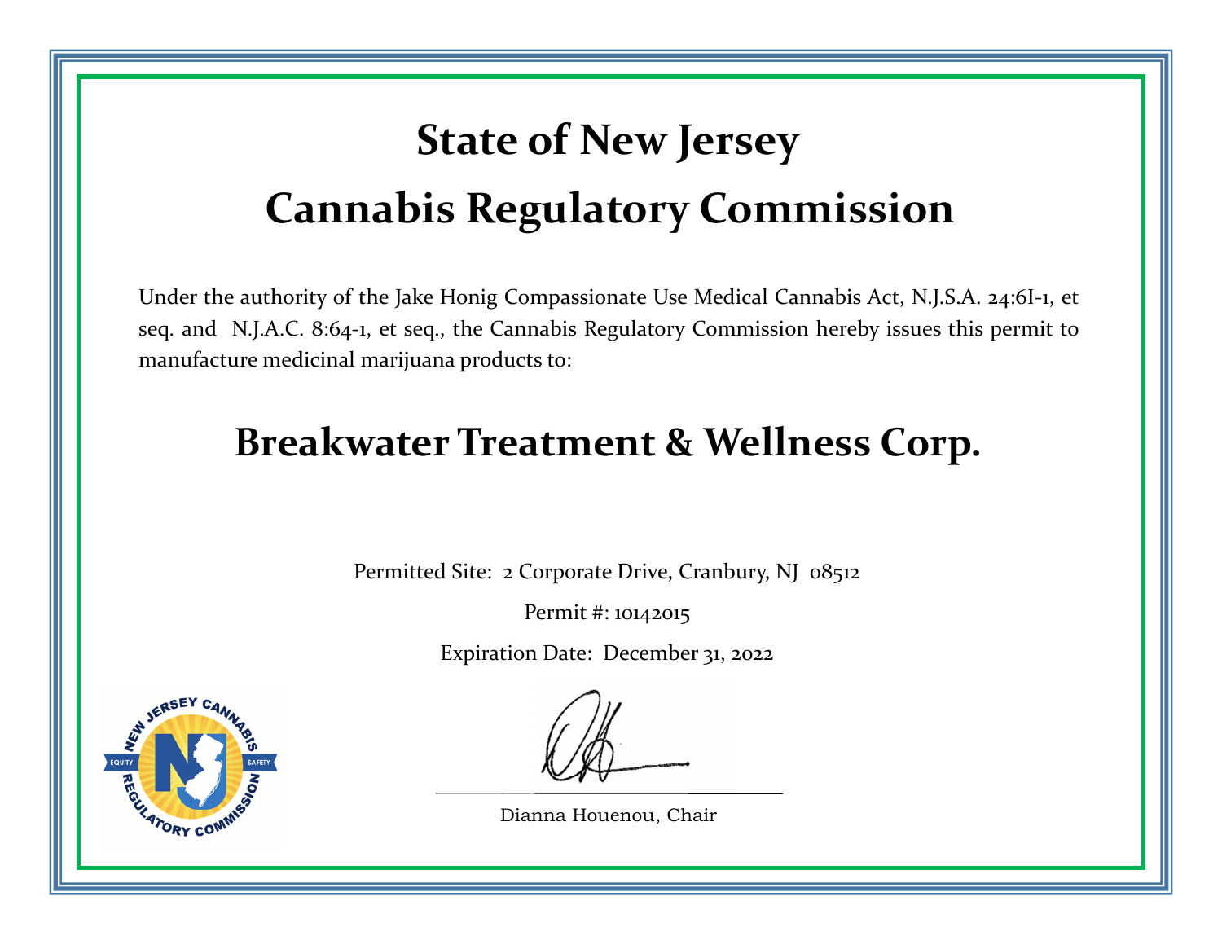# State of New Jersey

# Cannabis Regulatory Commission

Under the authority of the Jake Honig Compassionate Use Medical Cannabis Act, N.J.S.A. 24:6I-1, et seq. and N.J.A.C. 8:64-1, et seq., the Cannabis Regulatory Commission hereby issues this permit to manufacture medicinal marijuana products to:

## Breakwater Treatment & Wellness Corp.

Permitted Site: 2 Corporate Drive, Cranbury, NJ 08512

Permit #: 10142015

Expiration Date: December 31, 2022

Dianna Houenou, Chair

NEW JERSEY CANNABIS REGULATORY COMMISSION

EQUITY SAFETY